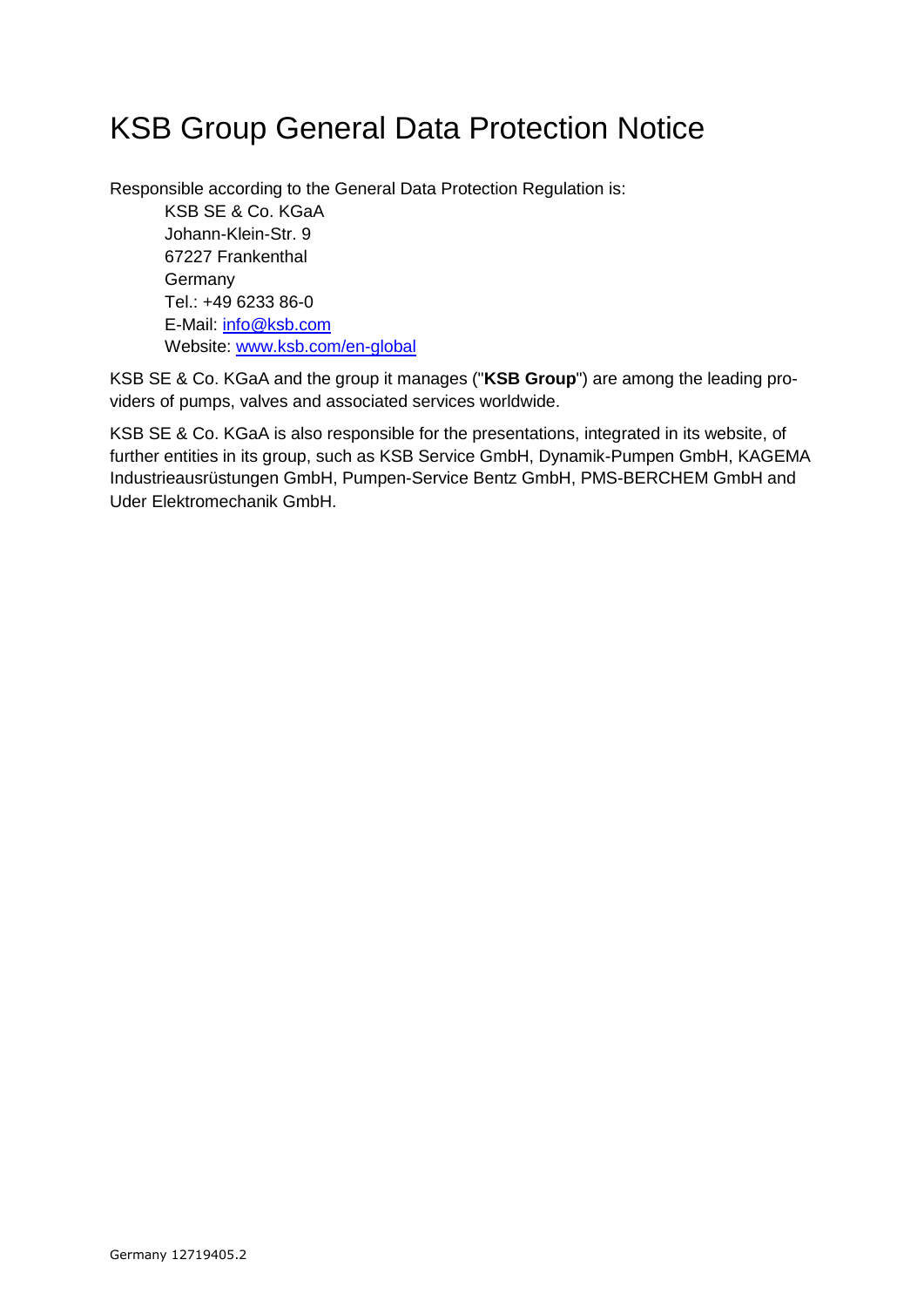# KSB Group General Data Protection Notice

Responsible according to the General Data Protection Regulation is:

KSB SE & Co. KGaA
Johann-Klein-Str. 9
67227 Frankenthal
Germany
Tel.: +49 6233 86-0
E-Mail: info@ksb.com
Website: www.ksb.com/en-global

KSB SE & Co. KGaA and the group it manages ("**KSB Group**") are among the leading providers of pumps, valves and associated services worldwide.

KSB SE & Co. KGaA is also responsible for the presentations, integrated in its website, of further entities in its group, such as KSB Service GmbH, Dynamik-Pumpen GmbH, KAGEMA Industrieausrüstungen GmbH, Pumpen-Service Bentz GmbH, PMS-BERCHEM GmbH and Uder Elektromechanik GmbH.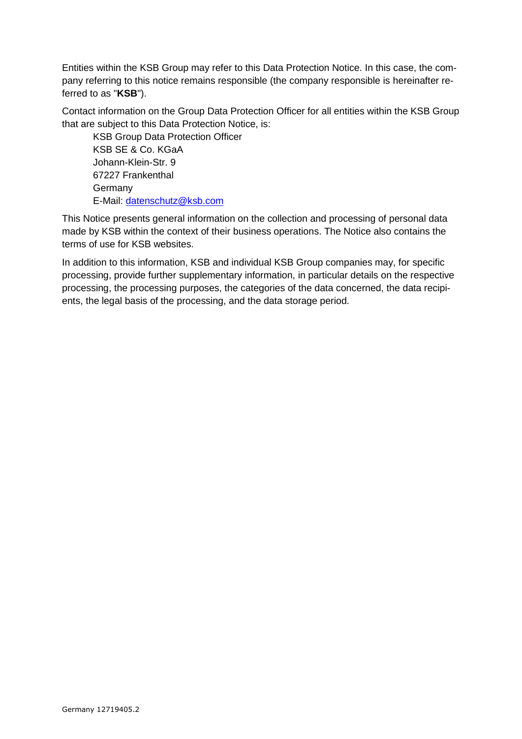Entities within the KSB Group may refer to this Data Protection Notice. In this case, the company referring to this notice remains responsible (the company responsible is hereinafter referred to as "**KSB**").

Contact information on the Group Data Protection Officer for all entities within the KSB Group that are subject to this Data Protection Notice, is:

KSB Group Data Protection Officer
KSB SE & Co. KGaA
Johann-Klein-Str. 9
67227 Frankenthal
Germany
E-Mail: datenschutz@ksb.com

This Notice presents general information on the collection and processing of personal data made by KSB within the context of their business operations. The Notice also contains the terms of use for KSB websites.

In addition to this information, KSB and individual KSB Group companies may, for specific processing, provide further supplementary information, in particular details on the respective processing, the processing purposes, the categories of the data concerned, the data recipients, the legal basis of the processing, and the data storage period.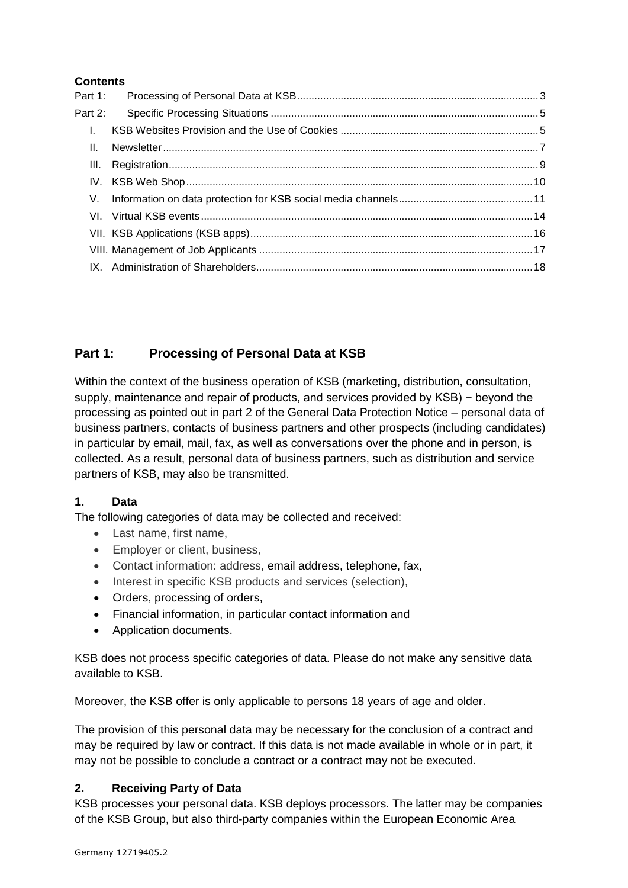**Contents**

Part 1: Processing of Personal Data at KSB ... 3
Part 2: Specific Processing Situations ... 5
- I. KSB Websites Provision and the Use of Cookies ... 5
- II. Newsletter ... 7
- III. Registration ... 9
- IV. KSB Web Shop ... 10
- V. Information on data protection for KSB social media channels ... 11
- VI. Virtual KSB events ... 14
- VII. KSB Applications (KSB apps) ... 16
- VIII. Management of Job Applicants ... 17
- IX. Administration of Shareholders ... 18

## Part 1: Processing of Personal Data at KSB

Within the context of the business operation of KSB (marketing, distribution, consultation, supply, maintenance and repair of products, and services provided by KSB) − beyond the processing as pointed out in part 2 of the General Data Protection Notice – personal data of business partners, contacts of business partners and other prospects (including candidates) in particular by email, mail, fax, as well as conversations over the phone and in person, is collected. As a result, personal data of business partners, such as distribution and service partners of KSB, may also be transmitted.

### 1. Data

The following categories of data may be collected and received:

- Last name, first name,
- Employer or client, business,
- Contact information: address, email address, telephone, fax,
- Interest in specific KSB products and services (selection),
- Orders, processing of orders,
- Financial information, in particular contact information and
- Application documents.

KSB does not process specific categories of data. Please do not make any sensitive data available to KSB.

Moreover, the KSB offer is only applicable to persons 18 years of age and older.

The provision of this personal data may be necessary for the conclusion of a contract and may be required by law or contract. If this data is not made available in whole or in part, it may not be possible to conclude a contract or a contract may not be executed.

### 2. Receiving Party of Data

KSB processes your personal data. KSB deploys processors. The latter may be companies of the KSB Group, but also third-party companies within the European Economic Area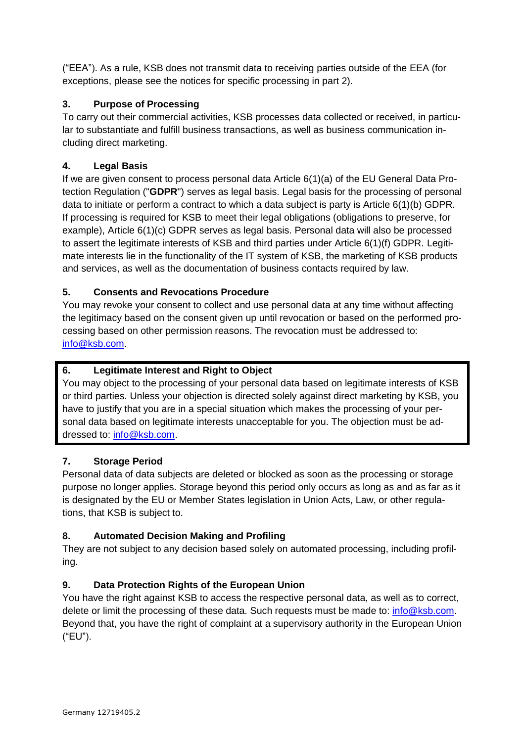("EEA"). As a rule, KSB does not transmit data to receiving parties outside of the EEA (for exceptions, please see the notices for specific processing in part 2).

### 3. Purpose of Processing

To carry out their commercial activities, KSB processes data collected or received, in particular to substantiate and fulfill business transactions, as well as business communication including direct marketing.

### 4. Legal Basis

If we are given consent to process personal data Article 6(1)(a) of the EU General Data Protection Regulation ("**GDPR**") serves as legal basis. Legal basis for the processing of personal data to initiate or perform a contract to which a data subject is party is Article 6(1)(b) GDPR. If processing is required for KSB to meet their legal obligations (obligations to preserve, for example), Article 6(1)(c) GDPR serves as legal basis. Personal data will also be processed to assert the legitimate interests of KSB and third parties under Article 6(1)(f) GDPR. Legitimate interests lie in the functionality of the IT system of KSB, the marketing of KSB products and services, as well as the documentation of business contacts required by law.

### 5. Consents and Revocations Procedure

You may revoke your consent to collect and use personal data at any time without affecting the legitimacy based on the consent given up until revocation or based on the performed processing based on other permission reasons. The revocation must be addressed to: info@ksb.com.

### 6. Legitimate Interest and Right to Object

You may object to the processing of your personal data based on legitimate interests of KSB or third parties. Unless your objection is directed solely against direct marketing by KSB, you have to justify that you are in a special situation which makes the processing of your personal data based on legitimate interests unacceptable for you. The objection must be addressed to: info@ksb.com.

### 7. Storage Period

Personal data of data subjects are deleted or blocked as soon as the processing or storage purpose no longer applies. Storage beyond this period only occurs as long as and as far as it is designated by the EU or Member States legislation in Union Acts, Law, or other regulations, that KSB is subject to.

### 8. Automated Decision Making and Profiling

They are not subject to any decision based solely on automated processing, including profiling.

### 9. Data Protection Rights of the European Union

You have the right against KSB to access the respective personal data, as well as to correct, delete or limit the processing of these data. Such requests must be made to: info@ksb.com. Beyond that, you have the right of complaint at a supervisory authority in the European Union ("EU").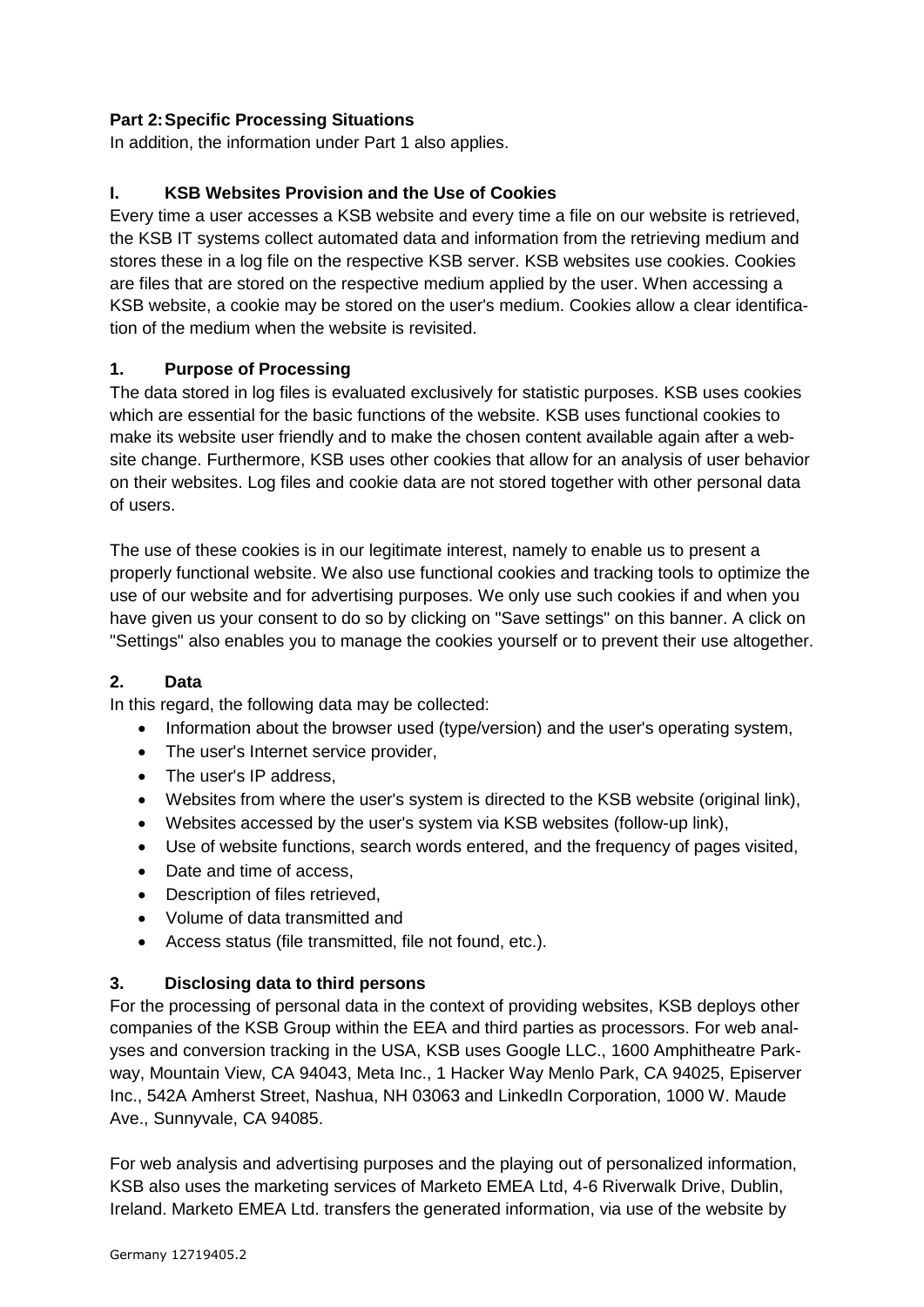**Part 2: Specific Processing Situations**

In addition, the information under Part 1 also applies.

## I. KSB Websites Provision and the Use of Cookies

Every time a user accesses a KSB website and every time a file on our website is retrieved, the KSB IT systems collect automated data and information from the retrieving medium and stores these in a log file on the respective KSB server. KSB websites use cookies. Cookies are files that are stored on the respective medium applied by the user. When accessing a KSB website, a cookie may be stored on the user's medium. Cookies allow a clear identification of the medium when the website is revisited.

### 1. Purpose of Processing

The data stored in log files is evaluated exclusively for statistic purposes. KSB uses cookies which are essential for the basic functions of the website. KSB uses functional cookies to make its website user friendly and to make the chosen content available again after a website change. Furthermore, KSB uses other cookies that allow for an analysis of user behavior on their websites. Log files and cookie data are not stored together with other personal data of users.

The use of these cookies is in our legitimate interest, namely to enable us to present a properly functional website. We also use functional cookies and tracking tools to optimize the use of our website and for advertising purposes. We only use such cookies if and when you have given us your consent to do so by clicking on "Save settings" on this banner. A click on "Settings" also enables you to manage the cookies yourself or to prevent their use altogether.

### 2. Data

In this regard, the following data may be collected:

- Information about the browser used (type/version) and the user's operating system,
- The user's Internet service provider,
- The user's IP address,
- Websites from where the user's system is directed to the KSB website (original link),
- Websites accessed by the user's system via KSB websites (follow-up link),
- Use of website functions, search words entered, and the frequency of pages visited,
- Date and time of access,
- Description of files retrieved,
- Volume of data transmitted and
- Access status (file transmitted, file not found, etc.).

### 3. Disclosing data to third persons

For the processing of personal data in the context of providing websites, KSB deploys other companies of the KSB Group within the EEA and third parties as processors. For web analyses and conversion tracking in the USA, KSB uses Google LLC., 1600 Amphitheatre Parkway, Mountain View, CA 94043, Meta Inc., 1 Hacker Way Menlo Park, CA 94025, Episerver Inc., 542A Amherst Street, Nashua, NH 03063 and LinkedIn Corporation, 1000 W. Maude Ave., Sunnyvale, CA 94085.

For web analysis and advertising purposes and the playing out of personalized information, KSB also uses the marketing services of Marketo EMEA Ltd, 4-6 Riverwalk Drive, Dublin, Ireland. Marketo EMEA Ltd. transfers the generated information, via use of the website by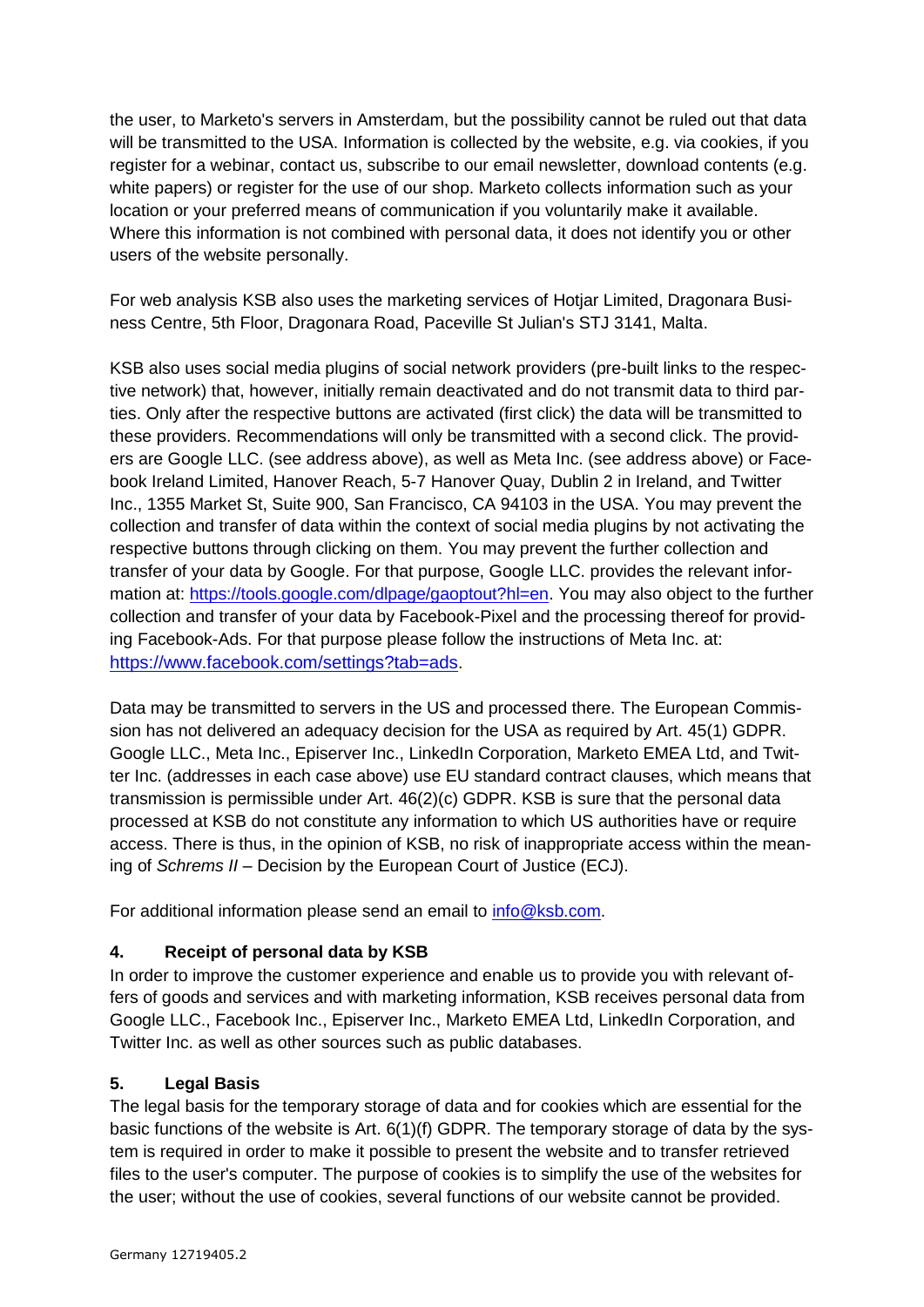the user, to Marketo's servers in Amsterdam, but the possibility cannot be ruled out that data will be transmitted to the USA. Information is collected by the website, e.g. via cookies, if you register for a webinar, contact us, subscribe to our email newsletter, download contents (e.g. white papers) or register for the use of our shop. Marketo collects information such as your location or your preferred means of communication if you voluntarily make it available. Where this information is not combined with personal data, it does not identify you or other users of the website personally.

For web analysis KSB also uses the marketing services of Hotjar Limited, Dragonara Business Centre, 5th Floor, Dragonara Road, Paceville St Julian's STJ 3141, Malta.

KSB also uses social media plugins of social network providers (pre-built links to the respective network) that, however, initially remain deactivated and do not transmit data to third parties. Only after the respective buttons are activated (first click) the data will be transmitted to these providers. Recommendations will only be transmitted with a second click. The providers are Google LLC. (see address above), as well as Meta Inc. (see address above) or Facebook Ireland Limited, Hanover Reach, 5-7 Hanover Quay, Dublin 2 in Ireland, and Twitter Inc., 1355 Market St, Suite 900, San Francisco, CA 94103 in the USA. You may prevent the collection and transfer of data within the context of social media plugins by not activating the respective buttons through clicking on them. You may prevent the further collection and transfer of your data by Google. For that purpose, Google LLC. provides the relevant information at: https://tools.google.com/dlpage/gaoptout?hl=en. You may also object to the further collection and transfer of your data by Facebook-Pixel and the processing thereof for providing Facebook-Ads. For that purpose please follow the instructions of Meta Inc. at: https://www.facebook.com/settings?tab=ads.

Data may be transmitted to servers in the US and processed there. The European Commission has not delivered an adequacy decision for the USA as required by Art. 45(1) GDPR. Google LLC., Meta Inc., Episerver Inc., LinkedIn Corporation, Marketo EMEA Ltd, and Twitter Inc. (addresses in each case above) use EU standard contract clauses, which means that transmission is permissible under Art. 46(2)(c) GDPR. KSB is sure that the personal data processed at KSB do not constitute any information to which US authorities have or require access. There is thus, in the opinion of KSB, no risk of inappropriate access within the meaning of *Schrems II* – Decision by the European Court of Justice (ECJ).

For additional information please send an email to info@ksb.com.

## 4. Receipt of personal data by KSB

In order to improve the customer experience and enable us to provide you with relevant offers of goods and services and with marketing information, KSB receives personal data from Google LLC., Facebook Inc., Episerver Inc., Marketo EMEA Ltd, LinkedIn Corporation, and Twitter Inc. as well as other sources such as public databases.

## 5. Legal Basis

The legal basis for the temporary storage of data and for cookies which are essential for the basic functions of the website is Art. 6(1)(f) GDPR. The temporary storage of data by the system is required in order to make it possible to present the website and to transfer retrieved files to the user's computer. The purpose of cookies is to simplify the use of the websites for the user; without the use of cookies, several functions of our website cannot be provided.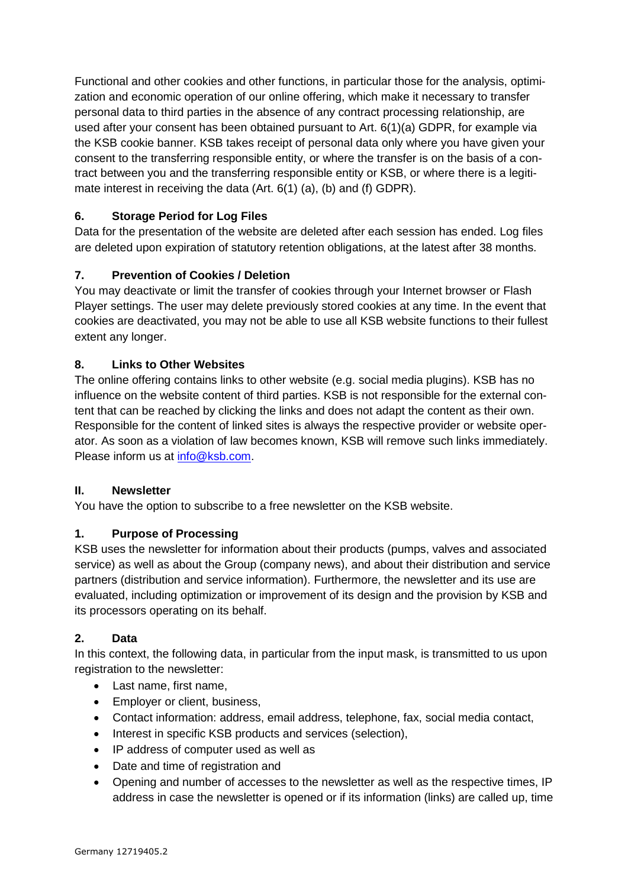Functional and other cookies and other functions, in particular those for the analysis, optimization and economic operation of our online offering, which make it necessary to transfer personal data to third parties in the absence of any contract processing relationship, are used after your consent has been obtained pursuant to Art. 6(1)(a) GDPR, for example via the KSB cookie banner. KSB takes receipt of personal data only where you have given your consent to the transferring responsible entity, or where the transfer is on the basis of a contract between you and the transferring responsible entity or KSB, or where there is a legitimate interest in receiving the data (Art. 6(1) (a), (b) and (f) GDPR).

### 6. Storage Period for Log Files

Data for the presentation of the website are deleted after each session has ended. Log files are deleted upon expiration of statutory retention obligations, at the latest after 38 months.

### 7. Prevention of Cookies / Deletion

You may deactivate or limit the transfer of cookies through your Internet browser or Flash Player settings. The user may delete previously stored cookies at any time. In the event that cookies are deactivated, you may not be able to use all KSB website functions to their fullest extent any longer.

### 8. Links to Other Websites

The online offering contains links to other website (e.g. social media plugins). KSB has no influence on the website content of third parties. KSB is not responsible for the external content that can be reached by clicking the links and does not adapt the content as their own. Responsible for the content of linked sites is always the respective provider or website operator. As soon as a violation of law becomes known, KSB will remove such links immediately. Please inform us at info@ksb.com.

## II. Newsletter

You have the option to subscribe to a free newsletter on the KSB website.

### 1. Purpose of Processing

KSB uses the newsletter for information about their products (pumps, valves and associated service) as well as about the Group (company news), and about their distribution and service partners (distribution and service information). Furthermore, the newsletter and its use are evaluated, including optimization or improvement of its design and the provision by KSB and its processors operating on its behalf.

### 2. Data

In this context, the following data, in particular from the input mask, is transmitted to us upon registration to the newsletter:

- Last name, first name,
- Employer or client, business,
- Contact information: address, email address, telephone, fax, social media contact,
- Interest in specific KSB products and services (selection),
- IP address of computer used as well as
- Date and time of registration and
- Opening and number of accesses to the newsletter as well as the respective times, IP address in case the newsletter is opened or if its information (links) are called up, time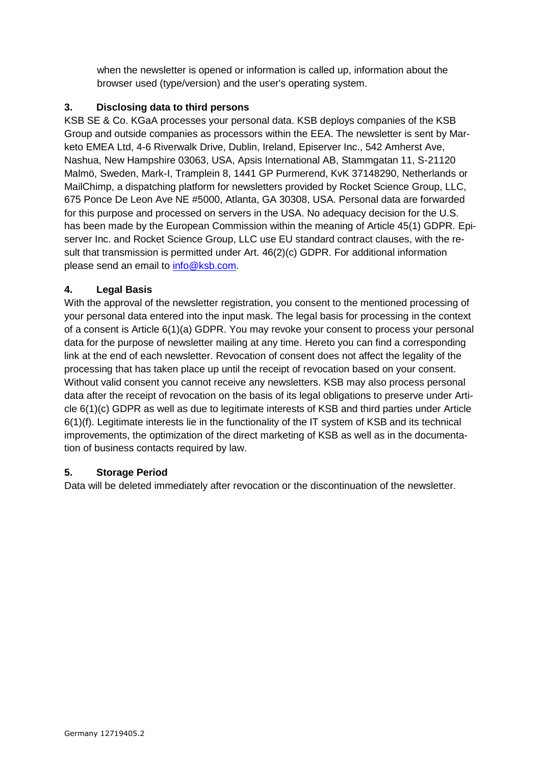when the newsletter is opened or information is called up, information about the browser used (type/version) and the user's operating system.

## 3. Disclosing data to third persons

KSB SE & Co. KGaA processes your personal data. KSB deploys companies of the KSB Group and outside companies as processors within the EEA. The newsletter is sent by Marketo EMEA Ltd, 4-6 Riverwalk Drive, Dublin, Ireland, Episerver Inc., 542 Amherst Ave, Nashua, New Hampshire 03063, USA, Apsis International AB, Stammgatan 11, S-21120 Malmö, Sweden, Mark-I, Tramplein 8, 1441 GP Purmerend, KvK 37148290, Netherlands or MailChimp, a dispatching platform for newsletters provided by Rocket Science Group, LLC, 675 Ponce De Leon Ave NE #5000, Atlanta, GA 30308, USA. Personal data are forwarded for this purpose and processed on servers in the USA. No adequacy decision for the U.S. has been made by the European Commission within the meaning of Article 45(1) GDPR. Episerver Inc. and Rocket Science Group, LLC use EU standard contract clauses, with the result that transmission is permitted under Art. 46(2)(c) GDPR. For additional information please send an email to info@ksb.com.

## 4. Legal Basis

With the approval of the newsletter registration, you consent to the mentioned processing of your personal data entered into the input mask. The legal basis for processing in the context of a consent is Article 6(1)(a) GDPR. You may revoke your consent to process your personal data for the purpose of newsletter mailing at any time. Hereto you can find a corresponding link at the end of each newsletter. Revocation of consent does not affect the legality of the processing that has taken place up until the receipt of revocation based on your consent. Without valid consent you cannot receive any newsletters. KSB may also process personal data after the receipt of revocation on the basis of its legal obligations to preserve under Article 6(1)(c) GDPR as well as due to legitimate interests of KSB and third parties under Article 6(1)(f). Legitimate interests lie in the functionality of the IT system of KSB and its technical improvements, the optimization of the direct marketing of KSB as well as in the documentation of business contacts required by law.

## 5. Storage Period

Data will be deleted immediately after revocation or the discontinuation of the newsletter.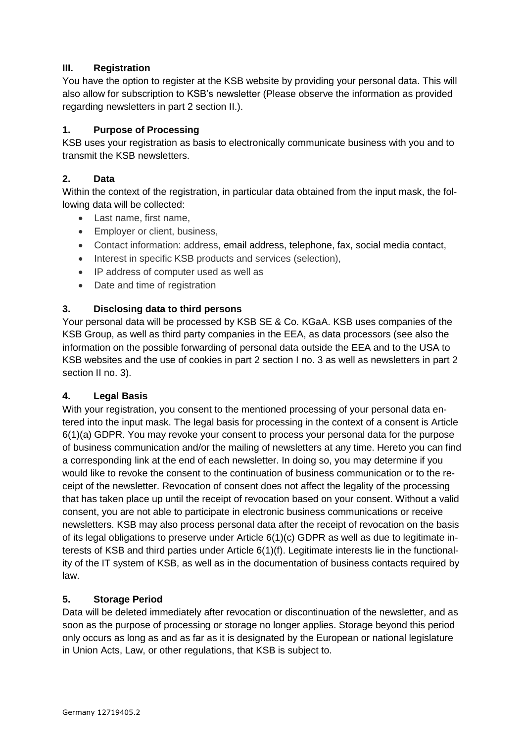### III. Registration

You have the option to register at the KSB website by providing your personal data. This will also allow for subscription to KSB's newsletter (Please observe the information as provided regarding newsletters in part 2 section II.).

#### 1. Purpose of Processing

KSB uses your registration as basis to electronically communicate business with you and to transmit the KSB newsletters.

#### 2. Data

Within the context of the registration, in particular data obtained from the input mask, the following data will be collected:

- Last name, first name,
- Employer or client, business,
- Contact information: address, email address, telephone, fax, social media contact,
- Interest in specific KSB products and services (selection),
- IP address of computer used as well as
- Date and time of registration

#### 3. Disclosing data to third persons

Your personal data will be processed by KSB SE & Co. KGaA. KSB uses companies of the KSB Group, as well as third party companies in the EEA, as data processors (see also the information on the possible forwarding of personal data outside the EEA and to the USA to KSB websites and the use of cookies in part 2 section I no. 3 as well as newsletters in part 2 section II no. 3).

#### 4. Legal Basis

With your registration, you consent to the mentioned processing of your personal data entered into the input mask. The legal basis for processing in the context of a consent is Article 6(1)(a) GDPR. You may revoke your consent to process your personal data for the purpose of business communication and/or the mailing of newsletters at any time. Hereto you can find a corresponding link at the end of each newsletter. In doing so, you may determine if you would like to revoke the consent to the continuation of business communication or to the receipt of the newsletter. Revocation of consent does not affect the legality of the processing that has taken place up until the receipt of revocation based on your consent. Without a valid consent, you are not able to participate in electronic business communications or receive newsletters. KSB may also process personal data after the receipt of revocation on the basis of its legal obligations to preserve under Article 6(1)(c) GDPR as well as due to legitimate interests of KSB and third parties under Article 6(1)(f). Legitimate interests lie in the functionality of the IT system of KSB, as well as in the documentation of business contacts required by law.

#### 5. Storage Period

Data will be deleted immediately after revocation or discontinuation of the newsletter, and as soon as the purpose of processing or storage no longer applies. Storage beyond this period only occurs as long as and as far as it is designated by the European or national legislature in Union Acts, Law, or other regulations, that KSB is subject to.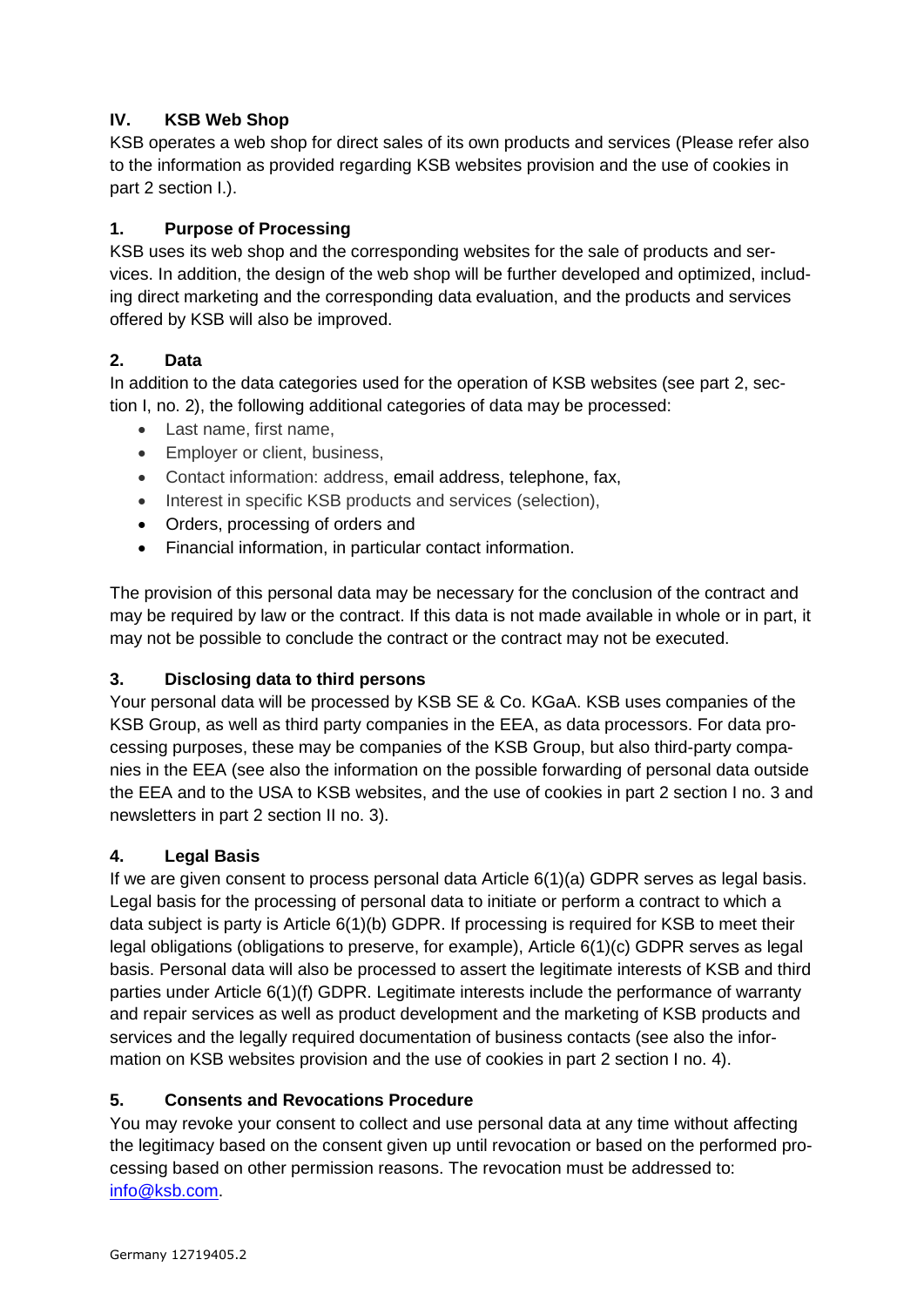## IV. KSB Web Shop

KSB operates a web shop for direct sales of its own products and services (Please refer also to the information as provided regarding KSB websites provision and the use of cookies in part 2 section I.).

### 1. Purpose of Processing

KSB uses its web shop and the corresponding websites for the sale of products and services. In addition, the design of the web shop will be further developed and optimized, including direct marketing and the corresponding data evaluation, and the products and services offered by KSB will also be improved.

### 2. Data

In addition to the data categories used for the operation of KSB websites (see part 2, section I, no. 2), the following additional categories of data may be processed:

- Last name, first name,
- Employer or client, business,
- Contact information: address, email address, telephone, fax,
- Interest in specific KSB products and services (selection),
- Orders, processing of orders and
- Financial information, in particular contact information.

The provision of this personal data may be necessary for the conclusion of the contract and may be required by law or the contract. If this data is not made available in whole or in part, it may not be possible to conclude the contract or the contract may not be executed.

### 3. Disclosing data to third persons

Your personal data will be processed by KSB SE & Co. KGaA. KSB uses companies of the KSB Group, as well as third party companies in the EEA, as data processors. For data processing purposes, these may be companies of the KSB Group, but also third-party companies in the EEA (see also the information on the possible forwarding of personal data outside the EEA and to the USA to KSB websites, and the use of cookies in part 2 section I no. 3 and newsletters in part 2 section II no. 3).

### 4. Legal Basis

If we are given consent to process personal data Article 6(1)(a) GDPR serves as legal basis. Legal basis for the processing of personal data to initiate or perform a contract to which a data subject is party is Article 6(1)(b) GDPR. If processing is required for KSB to meet their legal obligations (obligations to preserve, for example), Article 6(1)(c) GDPR serves as legal basis. Personal data will also be processed to assert the legitimate interests of KSB and third parties under Article 6(1)(f) GDPR. Legitimate interests include the performance of warranty and repair services as well as product development and the marketing of KSB products and services and the legally required documentation of business contacts (see also the information on KSB websites provision and the use of cookies in part 2 section I no. 4).

### 5. Consents and Revocations Procedure

You may revoke your consent to collect and use personal data at any time without affecting the legitimacy based on the consent given up until revocation or based on the performed processing based on other permission reasons. The revocation must be addressed to: info@ksb.com.

Germany 12719405.2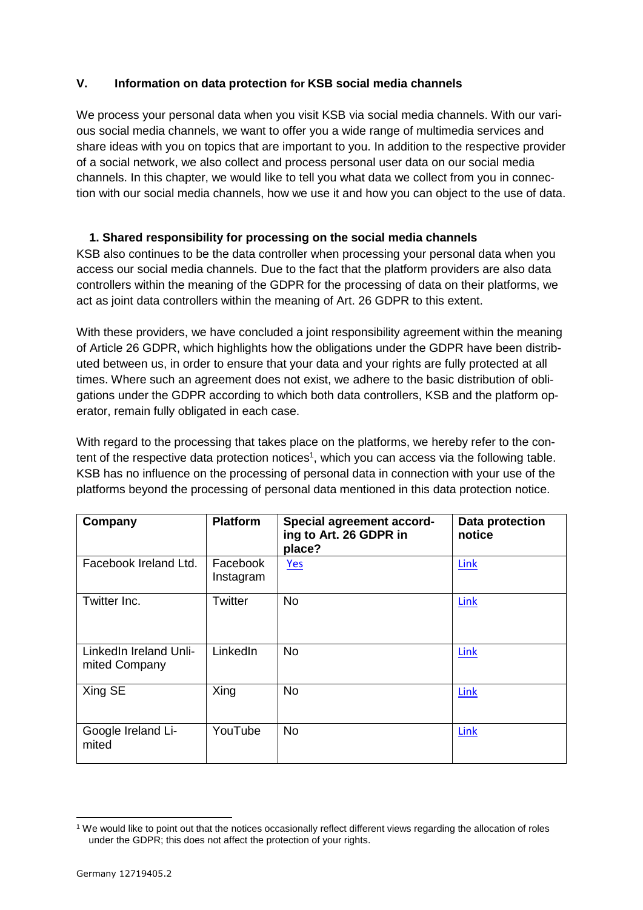## V. Information on data protection for KSB social media channels

We process your personal data when you visit KSB via social media channels. With our various social media channels, we want to offer you a wide range of multimedia services and share ideas with you on topics that are important to you. In addition to the respective provider of a social network, we also collect and process personal user data on our social media channels. In this chapter, we would like to tell you what data we collect from you in connection with our social media channels, how we use it and how you can object to the use of data.

### 1. Shared responsibility for processing on the social media channels

KSB also continues to be the data controller when processing your personal data when you access our social media channels. Due to the fact that the platform providers are also data controllers within the meaning of the GDPR for the processing of data on their platforms, we act as joint data controllers within the meaning of Art. 26 GDPR to this extent.

With these providers, we have concluded a joint responsibility agreement within the meaning of Article 26 GDPR, which highlights how the obligations under the GDPR have been distributed between us, in order to ensure that your data and your rights are fully protected at all times. Where such an agreement does not exist, we adhere to the basic distribution of obligations under the GDPR according to which both data controllers, KSB and the platform operator, remain fully obligated in each case.

With regard to the processing that takes place on the platforms, we hereby refer to the content of the respective data protection notices[1], which you can access via the following table. KSB has no influence on the processing of personal data in connection with your use of the platforms beyond the processing of personal data mentioned in this data protection notice.

| Company | Platform | Special agreement according to Art. 26 GDPR in place? | Data protection notice |
|---|---|---|---|
| Facebook Ireland Ltd. | Facebook Instagram | Yes | Link |
| Twitter Inc. | Twitter | No | Link |
| LinkedIn Ireland Unlimited Company | LinkedIn | No | Link |
| Xing SE | Xing | No | Link |
| Google Ireland Limited | YouTube | No | Link |

[1] We would like to point out that the notices occasionally reflect different views regarding the allocation of roles under the GDPR; this does not affect the protection of your rights.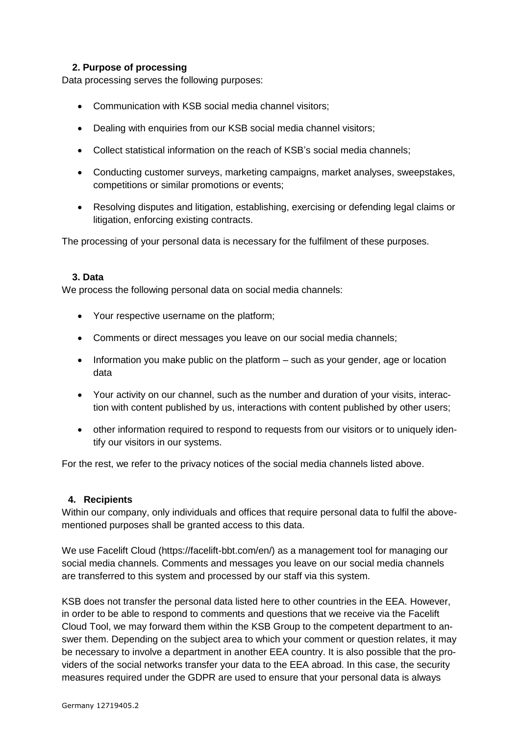## 2. Purpose of processing

Data processing serves the following purposes:

- Communication with KSB social media channel visitors;
- Dealing with enquiries from our KSB social media channel visitors;
- Collect statistical information on the reach of KSB's social media channels;
- Conducting customer surveys, marketing campaigns, market analyses, sweepstakes, competitions or similar promotions or events;
- Resolving disputes and litigation, establishing, exercising or defending legal claims or litigation, enforcing existing contracts.

The processing of your personal data is necessary for the fulfilment of these purposes.

## 3. Data

We process the following personal data on social media channels:

- Your respective username on the platform;
- Comments or direct messages you leave on our social media channels;
- Information you make public on the platform – such as your gender, age or location data
- Your activity on our channel, such as the number and duration of your visits, interaction with content published by us, interactions with content published by other users;
- other information required to respond to requests from our visitors or to uniquely identify our visitors in our systems.

For the rest, we refer to the privacy notices of the social media channels listed above.

## 4. Recipients

Within our company, only individuals and offices that require personal data to fulfil the above-mentioned purposes shall be granted access to this data.

We use Facelift Cloud (https://facelift-bbt.com/en/) as a management tool for managing our social media channels. Comments and messages you leave on our social media channels are transferred to this system and processed by our staff via this system.

KSB does not transfer the personal data listed here to other countries in the EEA. However, in order to be able to respond to comments and questions that we receive via the Facelift Cloud Tool, we may forward them within the KSB Group to the competent department to answer them. Depending on the subject area to which your comment or question relates, it may be necessary to involve a department in another EEA country. It is also possible that the providers of the social networks transfer your data to the EEA abroad. In this case, the security measures required under the GDPR are used to ensure that your personal data is always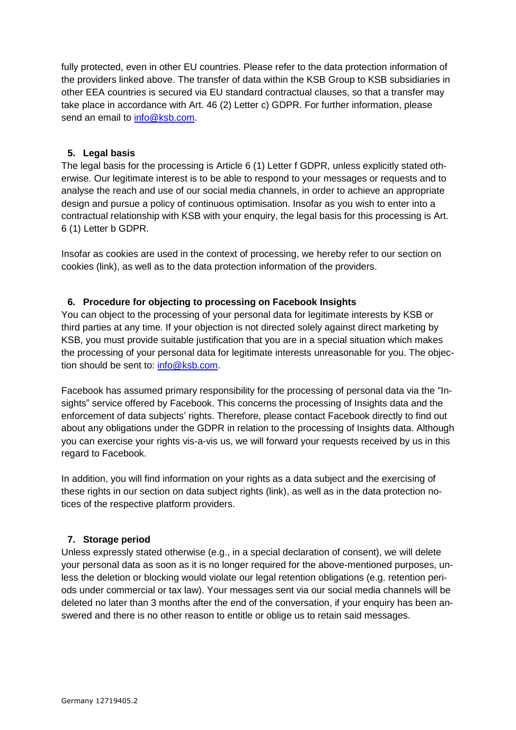fully protected, even in other EU countries. Please refer to the data protection information of the providers linked above. The transfer of data within the KSB Group to KSB subsidiaries in other EEA countries is secured via EU standard contractual clauses, so that a transfer may take place in accordance with Art. 46 (2) Letter c) GDPR. For further information, please send an email to info@ksb.com.

## 5. Legal basis

The legal basis for the processing is Article 6 (1) Letter f GDPR, unless explicitly stated otherwise. Our legitimate interest is to be able to respond to your messages or requests and to analyse the reach and use of our social media channels, in order to achieve an appropriate design and pursue a policy of continuous optimisation. Insofar as you wish to enter into a contractual relationship with KSB with your enquiry, the legal basis for this processing is Art. 6 (1) Letter b GDPR.

Insofar as cookies are used in the context of processing, we hereby refer to our section on cookies (link), as well as to the data protection information of the providers.

## 6. Procedure for objecting to processing on Facebook Insights

You can object to the processing of your personal data for legitimate interests by KSB or third parties at any time. If your objection is not directed solely against direct marketing by KSB, you must provide suitable justification that you are in a special situation which makes the processing of your personal data for legitimate interests unreasonable for you. The objection should be sent to: info@ksb.com.

Facebook has assumed primary responsibility for the processing of personal data via the "Insights" service offered by Facebook. This concerns the processing of Insights data and the enforcement of data subjects' rights. Therefore, please contact Facebook directly to find out about any obligations under the GDPR in relation to the processing of Insights data. Although you can exercise your rights vis-a-vis us, we will forward your requests received by us in this regard to Facebook.

In addition, you will find information on your rights as a data subject and the exercising of these rights in our section on data subject rights (link), as well as in the data protection notices of the respective platform providers.

## 7. Storage period

Unless expressly stated otherwise (e.g., in a special declaration of consent), we will delete your personal data as soon as it is no longer required for the above-mentioned purposes, unless the deletion or blocking would violate our legal retention obligations (e.g. retention periods under commercial or tax law). Your messages sent via our social media channels will be deleted no later than 3 months after the end of the conversation, if your enquiry has been answered and there is no other reason to entitle or oblige us to retain said messages.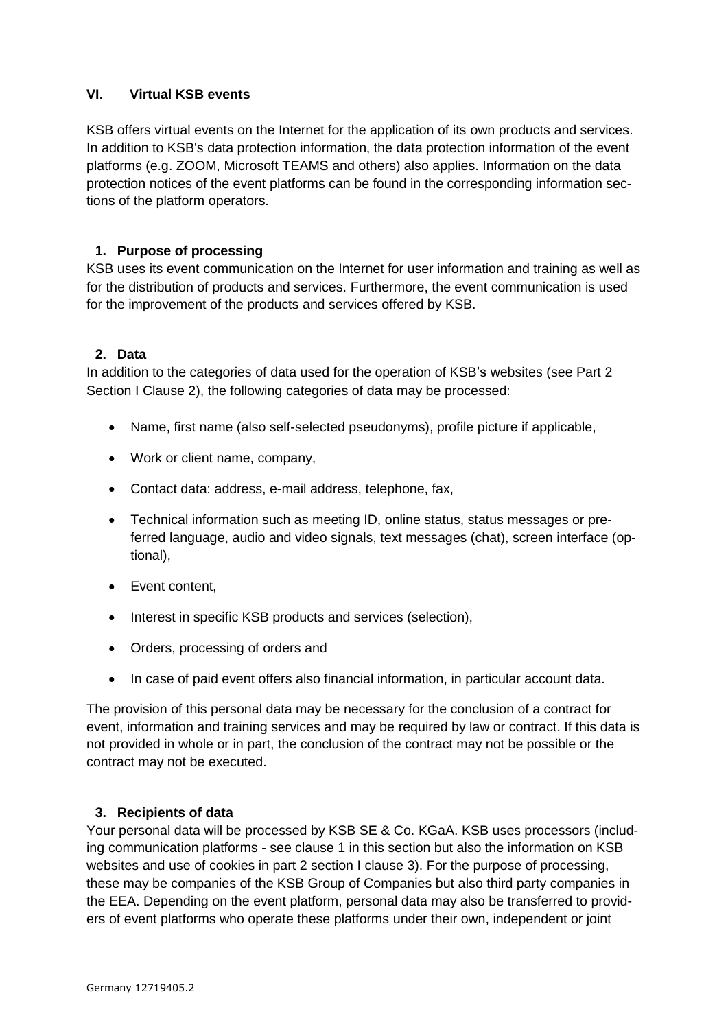## VI. Virtual KSB events

KSB offers virtual events on the Internet for the application of its own products and services. In addition to KSB's data protection information, the data protection information of the event platforms (e.g. ZOOM, Microsoft TEAMS and others) also applies. Information on the data protection notices of the event platforms can be found in the corresponding information sections of the platform operators.

### 1. Purpose of processing

KSB uses its event communication on the Internet for user information and training as well as for the distribution of products and services. Furthermore, the event communication is used for the improvement of the products and services offered by KSB.

### 2. Data

In addition to the categories of data used for the operation of KSB's websites (see Part 2 Section I Clause 2), the following categories of data may be processed:

- Name, first name (also self-selected pseudonyms), profile picture if applicable,
- Work or client name, company,
- Contact data: address, e-mail address, telephone, fax,
- Technical information such as meeting ID, online status, status messages or preferred language, audio and video signals, text messages (chat), screen interface (optional),
- Event content,
- Interest in specific KSB products and services (selection),
- Orders, processing of orders and
- In case of paid event offers also financial information, in particular account data.

The provision of this personal data may be necessary for the conclusion of a contract for event, information and training services and may be required by law or contract. If this data is not provided in whole or in part, the conclusion of the contract may not be possible or the contract may not be executed.

### 3. Recipients of data

Your personal data will be processed by KSB SE & Co. KGaA. KSB uses processors (including communication platforms - see clause 1 in this section but also the information on KSB websites and use of cookies in part 2 section I clause 3). For the purpose of processing, these may be companies of the KSB Group of Companies but also third party companies in the EEA. Depending on the event platform, personal data may also be transferred to providers of event platforms who operate these platforms under their own, independent or joint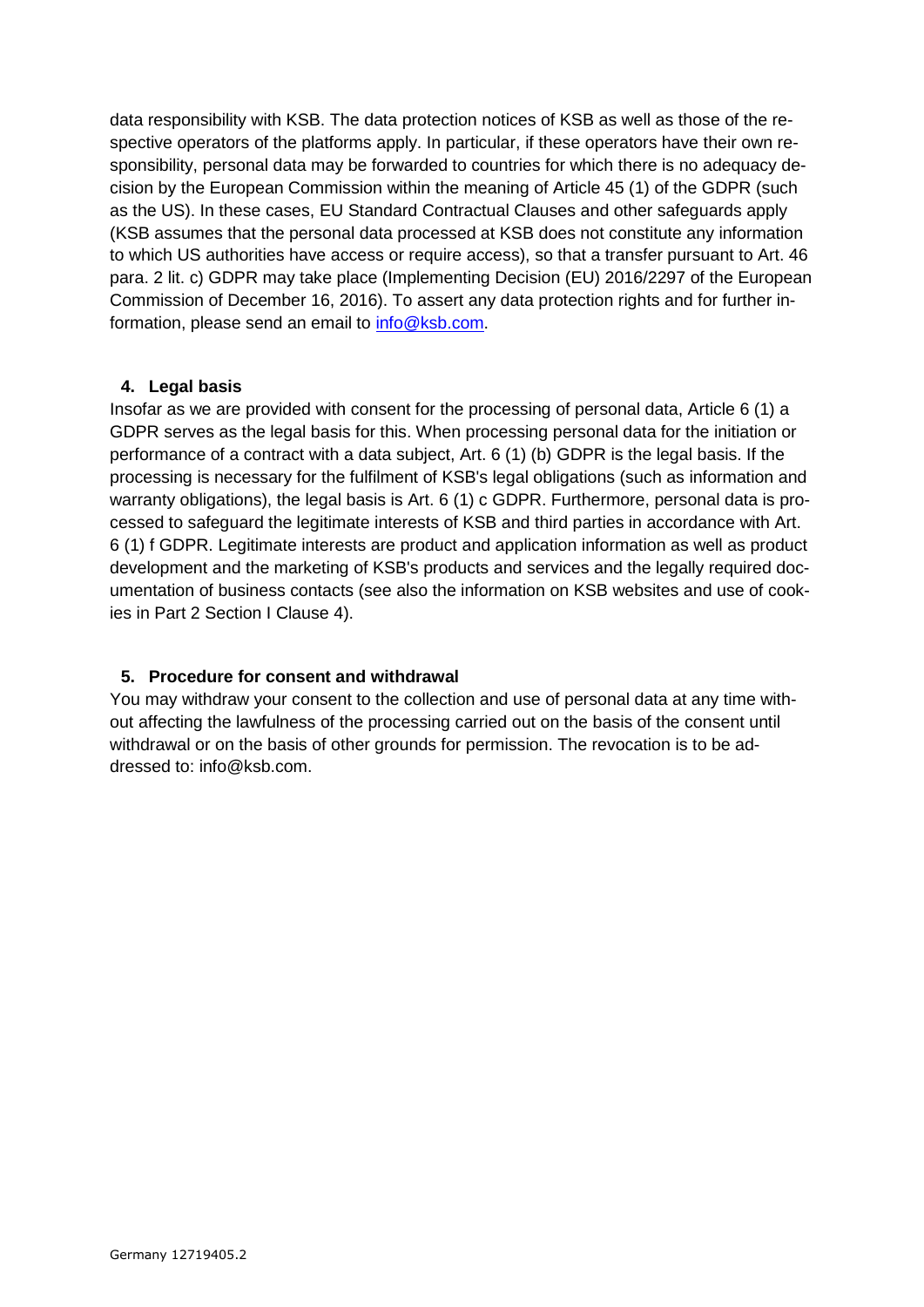data responsibility with KSB. The data protection notices of KSB as well as those of the respective operators of the platforms apply. In particular, if these operators have their own responsibility, personal data may be forwarded to countries for which there is no adequacy decision by the European Commission within the meaning of Article 45 (1) of the GDPR (such as the US). In these cases, EU Standard Contractual Clauses and other safeguards apply (KSB assumes that the personal data processed at KSB does not constitute any information to which US authorities have access or require access), so that a transfer pursuant to Art. 46 para. 2 lit. c) GDPR may take place (Implementing Decision (EU) 2016/2297 of the European Commission of December 16, 2016). To assert any data protection rights and for further information, please send an email to info@ksb.com.

**4. Legal basis**

Insofar as we are provided with consent for the processing of personal data, Article 6 (1) a GDPR serves as the legal basis for this. When processing personal data for the initiation or performance of a contract with a data subject, Art. 6 (1) (b) GDPR is the legal basis. If the processing is necessary for the fulfilment of KSB's legal obligations (such as information and warranty obligations), the legal basis is Art. 6 (1) c GDPR. Furthermore, personal data is processed to safeguard the legitimate interests of KSB and third parties in accordance with Art. 6 (1) f GDPR. Legitimate interests are product and application information as well as product development and the marketing of KSB's products and services and the legally required documentation of business contacts (see also the information on KSB websites and use of cookies in Part 2 Section I Clause 4).

**5. Procedure for consent and withdrawal**

You may withdraw your consent to the collection and use of personal data at any time without affecting the lawfulness of the processing carried out on the basis of the consent until withdrawal or on the basis of other grounds for permission. The revocation is to be addressed to: info@ksb.com.

Germany 12719405.2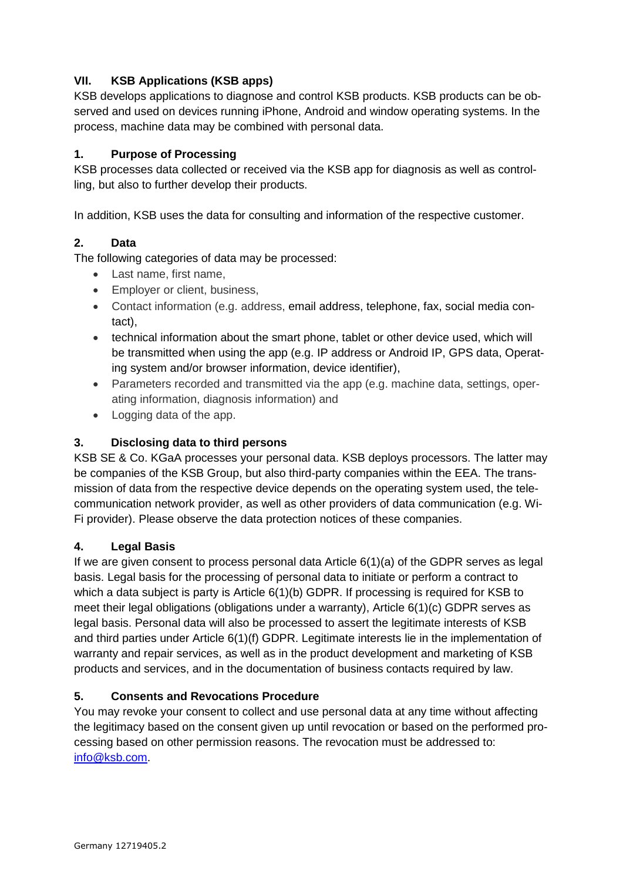## VII. KSB Applications (KSB apps)

KSB develops applications to diagnose and control KSB products. KSB products can be observed and used on devices running iPhone, Android and window operating systems. In the process, machine data may be combined with personal data.

### 1. Purpose of Processing

KSB processes data collected or received via the KSB app for diagnosis as well as controlling, but also to further develop their products.

In addition, KSB uses the data for consulting and information of the respective customer.

### 2. Data

The following categories of data may be processed:

- Last name, first name,
- Employer or client, business,
- Contact information (e.g. address, email address, telephone, fax, social media contact),
- technical information about the smart phone, tablet or other device used, which will be transmitted when using the app (e.g. IP address or Android IP, GPS data, Operating system and/or browser information, device identifier),
- Parameters recorded and transmitted via the app (e.g. machine data, settings, operating information, diagnosis information) and
- Logging data of the app.

### 3. Disclosing data to third persons

KSB SE & Co. KGaA processes your personal data. KSB deploys processors. The latter may be companies of the KSB Group, but also third-party companies within the EEA. The transmission of data from the respective device depends on the operating system used, the telecommunication network provider, as well as other providers of data communication (e.g. Wi-Fi provider). Please observe the data protection notices of these companies.

### 4. Legal Basis

If we are given consent to process personal data Article 6(1)(a) of the GDPR serves as legal basis. Legal basis for the processing of personal data to initiate or perform a contract to which a data subject is party is Article 6(1)(b) GDPR. If processing is required for KSB to meet their legal obligations (obligations under a warranty), Article 6(1)(c) GDPR serves as legal basis. Personal data will also be processed to assert the legitimate interests of KSB and third parties under Article 6(1)(f) GDPR. Legitimate interests lie in the implementation of warranty and repair services, as well as in the product development and marketing of KSB products and services, and in the documentation of business contacts required by law.

### 5. Consents and Revocations Procedure

You may revoke your consent to collect and use personal data at any time without affecting the legitimacy based on the consent given up until revocation or based on the performed processing based on other permission reasons. The revocation must be addressed to: info@ksb.com.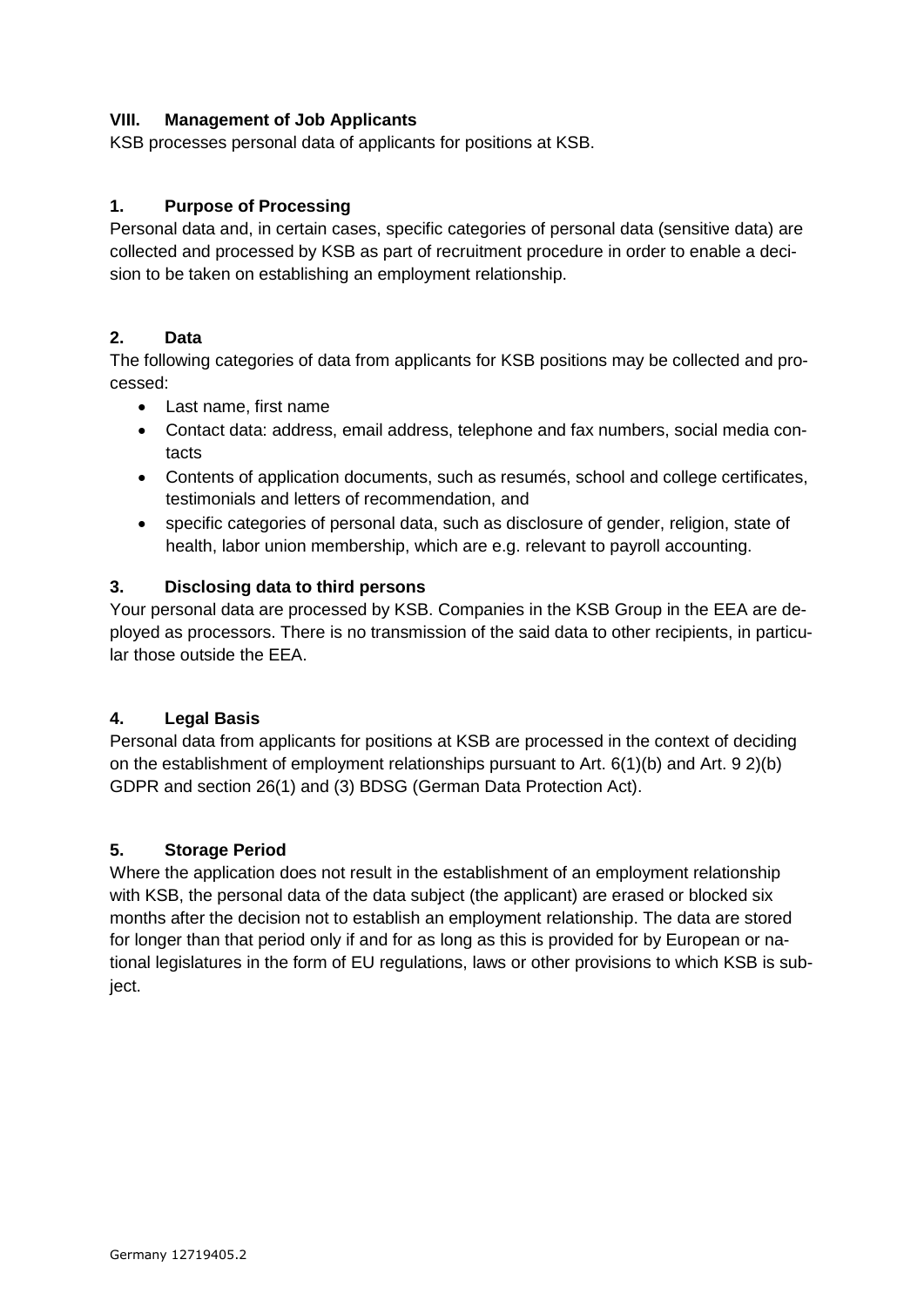## VIII. Management of Job Applicants

KSB processes personal data of applicants for positions at KSB.

### 1. Purpose of Processing

Personal data and, in certain cases, specific categories of personal data (sensitive data) are collected and processed by KSB as part of recruitment procedure in order to enable a decision to be taken on establishing an employment relationship.

### 2. Data

The following categories of data from applicants for KSB positions may be collected and processed:

- Last name, first name
- Contact data: address, email address, telephone and fax numbers, social media contacts
- Contents of application documents, such as resumés, school and college certificates, testimonials and letters of recommendation, and
- specific categories of personal data, such as disclosure of gender, religion, state of health, labor union membership, which are e.g. relevant to payroll accounting.

### 3. Disclosing data to third persons

Your personal data are processed by KSB. Companies in the KSB Group in the EEA are deployed as processors. There is no transmission of the said data to other recipients, in particular those outside the EEA.

### 4. Legal Basis

Personal data from applicants for positions at KSB are processed in the context of deciding on the establishment of employment relationships pursuant to Art. 6(1)(b) and Art. 9 2)(b) GDPR and section 26(1) and (3) BDSG (German Data Protection Act).

### 5. Storage Period

Where the application does not result in the establishment of an employment relationship with KSB, the personal data of the data subject (the applicant) are erased or blocked six months after the decision not to establish an employment relationship. The data are stored for longer than that period only if and for as long as this is provided for by European or national legislatures in the form of EU regulations, laws or other provisions to which KSB is subject.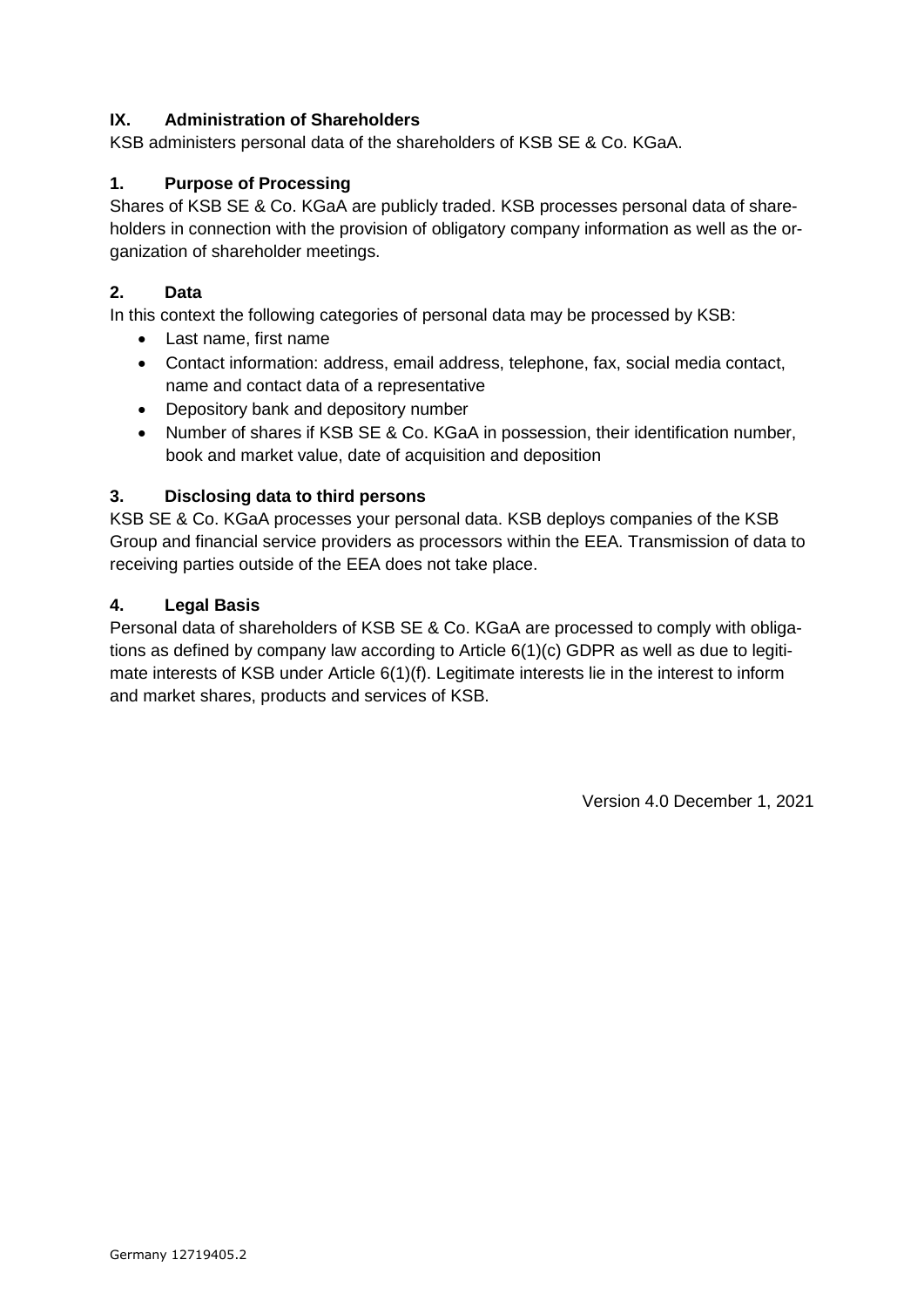## IX. Administration of Shareholders

KSB administers personal data of the shareholders of KSB SE & Co. KGaA.

### 1. Purpose of Processing

Shares of KSB SE & Co. KGaA are publicly traded. KSB processes personal data of shareholders in connection with the provision of obligatory company information as well as the organization of shareholder meetings.

### 2. Data

In this context the following categories of personal data may be processed by KSB:

- Last name, first name
- Contact information: address, email address, telephone, fax, social media contact, name and contact data of a representative
- Depository bank and depository number
- Number of shares if KSB SE & Co. KGaA in possession, their identification number, book and market value, date of acquisition and deposition

### 3. Disclosing data to third persons

KSB SE & Co. KGaA processes your personal data. KSB deploys companies of the KSB Group and financial service providers as processors within the EEA. Transmission of data to receiving parties outside of the EEA does not take place.

### 4. Legal Basis

Personal data of shareholders of KSB SE & Co. KGaA are processed to comply with obligations as defined by company law according to Article 6(1)(c) GDPR as well as due to legitimate interests of KSB under Article 6(1)(f). Legitimate interests lie in the interest to inform and market shares, products and services of KSB.

Version 4.0 December 1, 2021

Germany 12719405.2